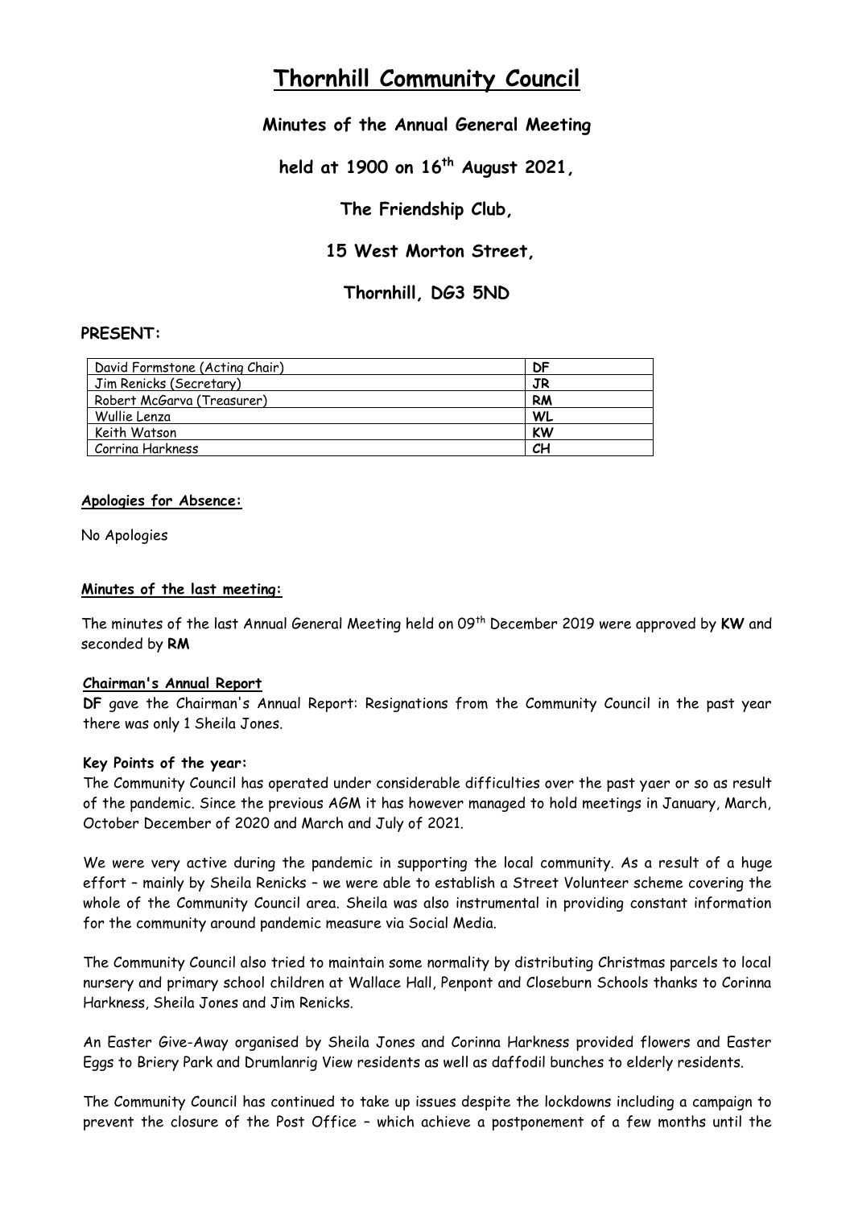# Thornhill Community Council

**Minutes of the Annual General Meeting**

**held at 1900 on 16th August 2021,**

**The Friendship Club,**

**15 West Morton Street,**

**Thornhill, DG3 5ND**

**PRESENT:**

| | |
|---|---|
| David Formstone (Acting Chair) | **DF** |
| Jim Renicks (Secretary) | **JR** |
| Robert McGarva (Treasurer) | **RM** |
| Wullie Lenza | **WL** |
| Keith Watson | **KW** |
| Corrina Harkness | **CH** |

**Apologies for Absence:**

No Apologies

**Minutes of the last meeting:**

The minutes of the last Annual General Meeting held on 09th December 2019 were approved by **KW** and seconded by **RM**

**Chairman's Annual Report**

**DF** gave the Chairman's Annual Report: Resignations from the Community Council in the past year there was only 1 Sheila Jones.

**Key Points of the year:**

The Community Council has operated under considerable difficulties over the past yaer or so as result of the pandemic. Since the previous AGM it has however managed to hold meetings in January, March, October December of 2020 and March and July of 2021.

We were very active during the pandemic in supporting the local community. As a result of a huge effort – mainly by Sheila Renicks – we were able to establish a Street Volunteer scheme covering the whole of the Community Council area. Sheila was also instrumental in providing constant information for the community around pandemic measure via Social Media.

The Community Council also tried to maintain some normality by distributing Christmas parcels to local nursery and primary school children at Wallace Hall, Penpont and Closeburn Schools thanks to Corinna Harkness, Sheila Jones and Jim Renicks.

An Easter Give-Away organised by Sheila Jones and Corinna Harkness provided flowers and Easter Eggs to Briery Park and Drumlanrig View residents as well as daffodil bunches to elderly residents.

The Community Council has continued to take up issues despite the lockdowns including a campaign to prevent the closure of the Post Office – which achieve a postponement of a few months until the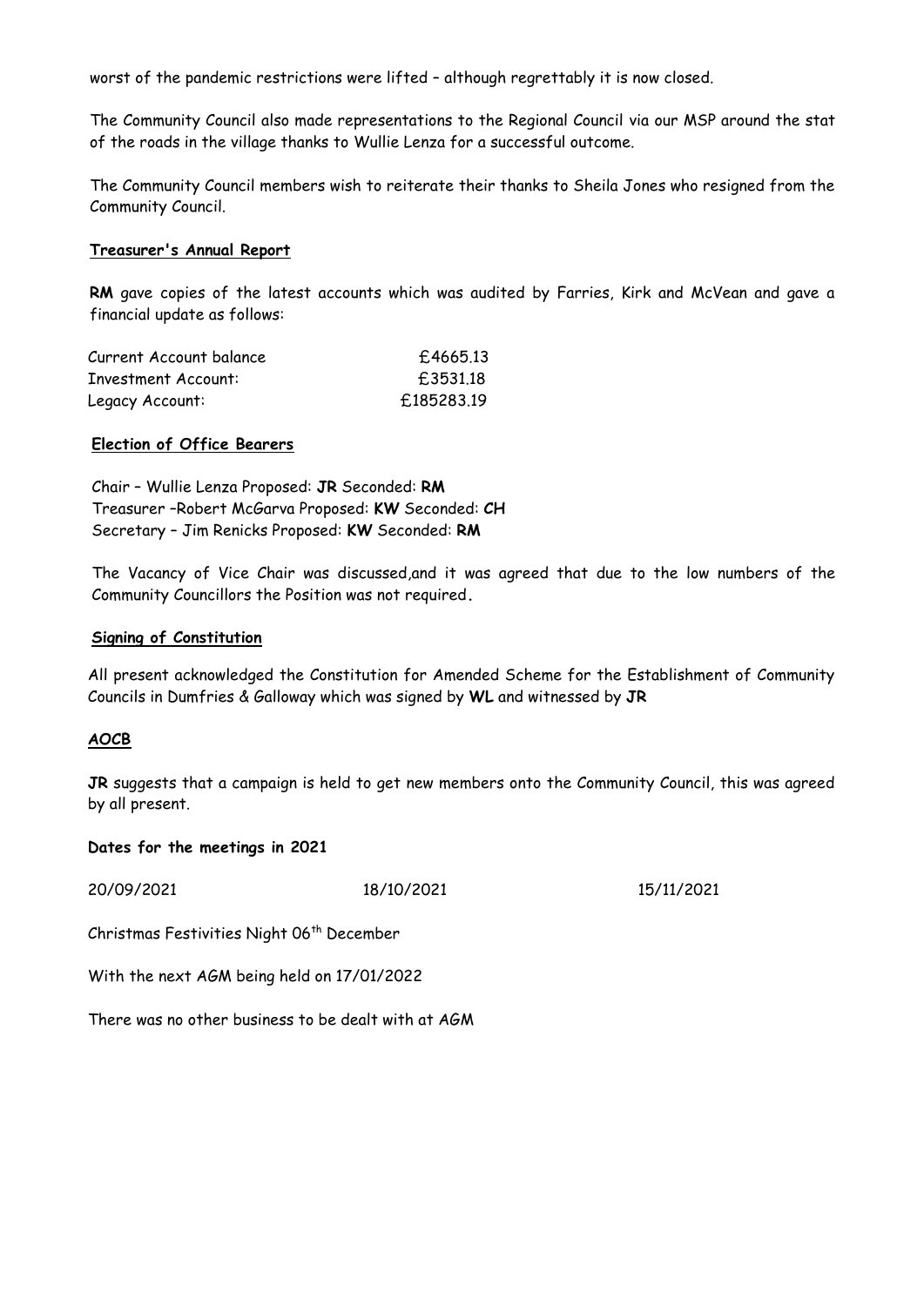worst of the pandemic restrictions were lifted – although regrettably it is now closed.

The Community Council also made representations to the Regional Council via our MSP around the stat of the roads in the village thanks to Wullie Lenza for a successful outcome.

The Community Council members wish to reiterate their thanks to Sheila Jones who resigned from the Community Council.

**Treasurer's Annual Report**

**RM** gave copies of the latest accounts which was audited by Farries, Kirk and McVean and gave a financial update as follows:

| | |
|---|---|
| Current Account balance | £4665.13 |
| Investment Account: | £3531.18 |
| Legacy Account: | £185283.19 |

**Election of Office Bearers**

Chair – Wullie Lenza Proposed: **JR** Seconded: **RM**
Treasurer –Robert McGarva Proposed: **KW** Seconded: **CH**
Secretary – Jim Renicks Proposed: **KW** Seconded: **RM**

The Vacancy of Vice Chair was discussed,and it was agreed that due to the low numbers of the Community Councillors the Position was not required**.**

**Signing of Constitution**

All present acknowledged the Constitution for Amended Scheme for the Establishment of Community Councils in Dumfries & Galloway which was signed by **WL** and witnessed by **JR**

**AOCB**

**JR** suggests that a campaign is held to get new members onto the Community Council, this was agreed by all present.

**Dates for the meetings in 2021**

20/09/2021 18/10/2021 15/11/2021

Christmas Festivities Night 06th December

With the next AGM being held on 17/01/2022

There was no other business to be dealt with at AGM